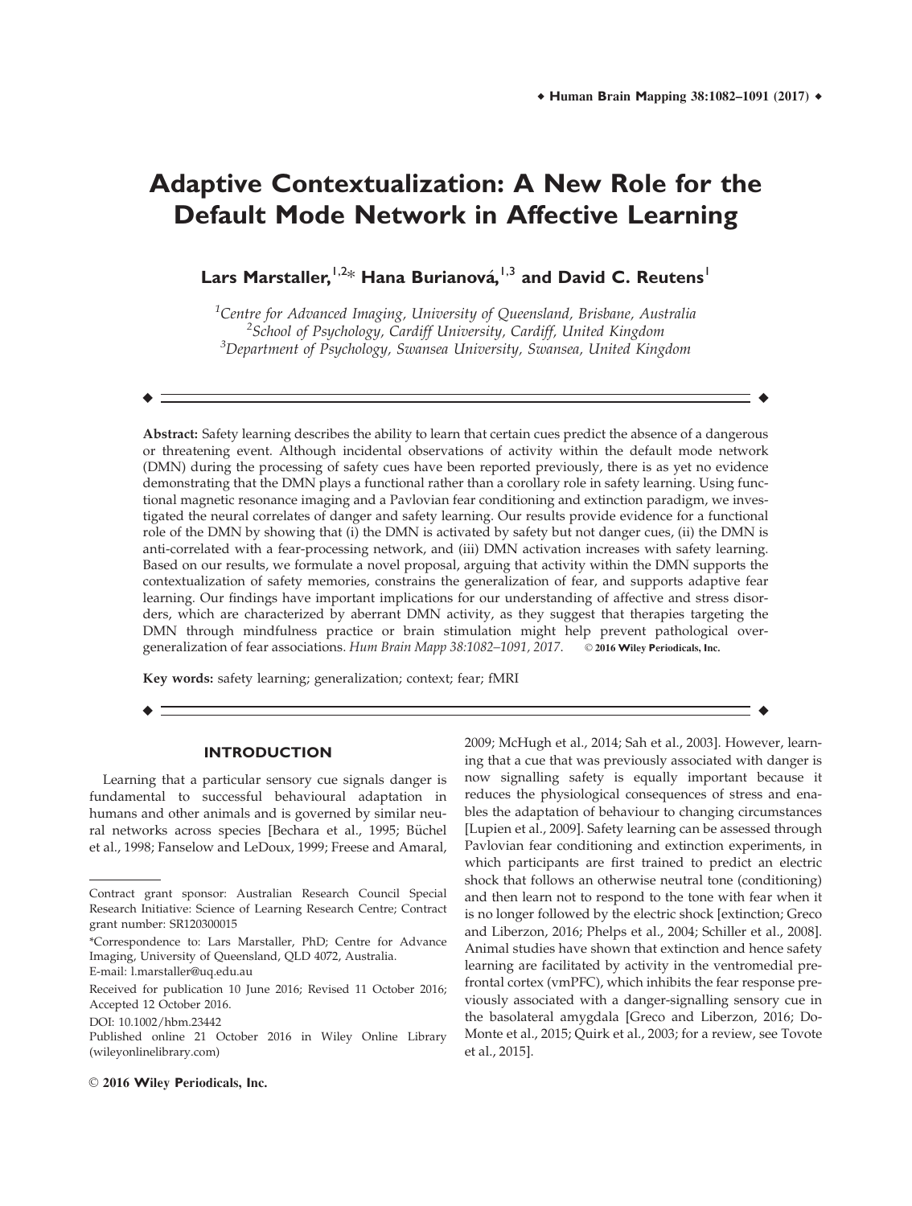# Adaptive Contextualization: A New Role for the Default Mode Network in Affective Learning

**Lars Marstaller,[1,2]* Hana Burianová,[1,3] and David C. Reutens[1]**

[1]*Centre for Advanced Imaging, University of Queensland, Brisbane, Australia*
[2]*School of Psychology, Cardiff University, Cardiff, United Kingdom*
[3]*Department of Psychology, Swansea University, Swansea, United Kingdom*

**Abstract:** Safety learning describes the ability to learn that certain cues predict the absence of a dangerous or threatening event. Although incidental observations of activity within the default mode network (DMN) during the processing of safety cues have been reported previously, there is as yet no evidence demonstrating that the DMN plays a functional rather than a corollary role in safety learning. Using functional magnetic resonance imaging and a Pavlovian fear conditioning and extinction paradigm, we investigated the neural correlates of danger and safety learning. Our results provide evidence for a functional role of the DMN by showing that (i) the DMN is activated by safety but not danger cues, (ii) the DMN is anti-correlated with a fear-processing network, and (iii) DMN activation increases with safety learning. Based on our results, we formulate a novel proposal, arguing that activity within the DMN supports the contextualization of safety memories, constrains the generalization of fear, and supports adaptive fear learning. Our findings have important implications for our understanding of affective and stress disorders, which are characterized by aberrant DMN activity, as they suggest that therapies targeting the DMN through mindfulness practice or brain stimulation might help prevent pathological overgeneralization of fear associations. *Hum Brain Mapp 38:1082–1091, 2017.* © 2016 Wiley Periodicals, Inc.

**Key words:** safety learning; generalization; context; fear; fMRI

## INTRODUCTION

Learning that a particular sensory cue signals danger is fundamental to successful behavioural adaptation in humans and other animals and is governed by similar neural networks across species [Bechara et al., 1995; Büchel et al., 1998; Fanselow and LeDoux, 1999; Freese and Amaral, 2009; McHugh et al., 2014; Sah et al., 2003]. However, learning that a cue that was previously associated with danger is now signalling safety is equally important because it reduces the physiological consequences of stress and enables the adaptation of behaviour to changing circumstances [Lupien et al., 2009]. Safety learning can be assessed through Pavlovian fear conditioning and extinction experiments, in which participants are first trained to predict an electric shock that follows an otherwise neutral tone (conditioning) and then learn not to respond to the tone with fear when it is no longer followed by the electric shock [extinction; Greco and Liberzon, 2016; Phelps et al., 2004; Schiller et al., 2008]. Animal studies have shown that extinction and hence safety learning are facilitated by activity in the ventromedial prefrontal cortex (vmPFC), which inhibits the fear response previously associated with a danger-signalling sensory cue in the basolateral amygdala [Greco and Liberzon, 2016; Do-Monte et al., 2015; Quirk et al., 2003; for a review, see Tovote et al., 2015].

---

Contract grant sponsor: Australian Research Council Special Research Initiative: Science of Learning Research Centre; Contract grant number: SR120300015

*Correspondence to: Lars Marstaller, PhD; Centre for Advance Imaging, University of Queensland, QLD 4072, Australia. E-mail: l.marstaller@uq.edu.au

Received for publication 10 June 2016; Revised 11 October 2016; Accepted 12 October 2016.

DOI: 10.1002/hbm.23442

Published online 21 October 2016 in Wiley Online Library (wileyonlinelibrary.com)

© 2016 Wiley Periodicals, Inc.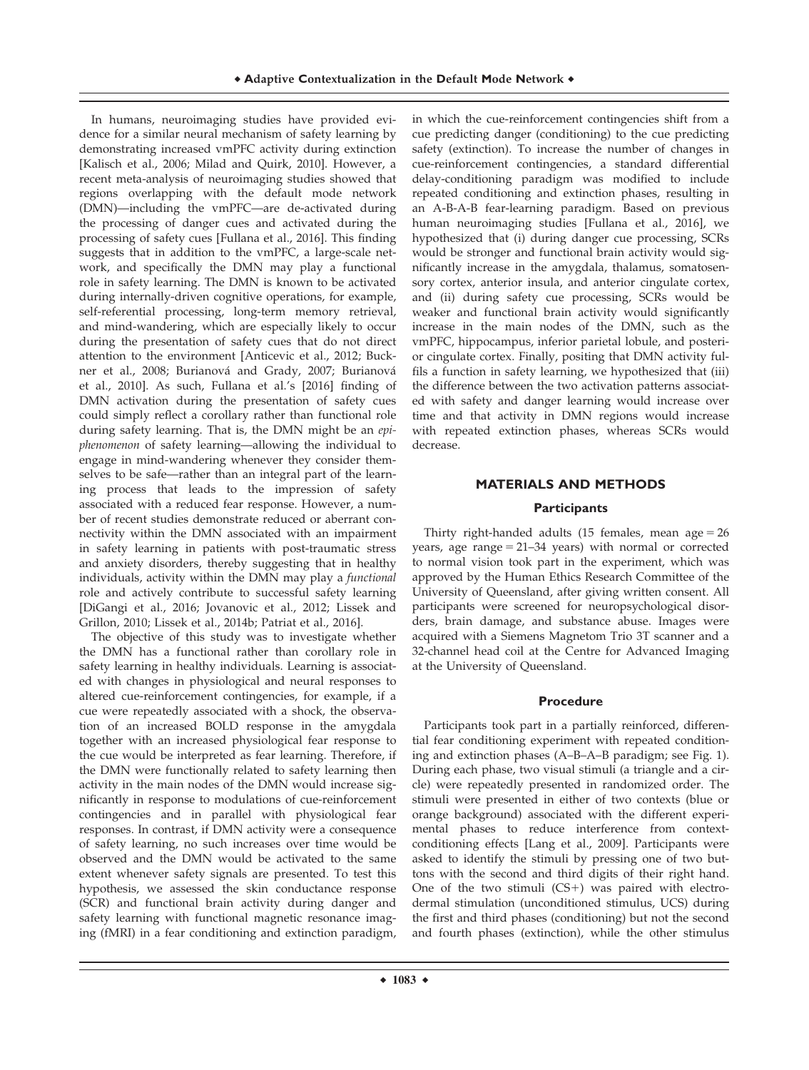In humans, neuroimaging studies have provided evidence for a similar neural mechanism of safety learning by demonstrating increased vmPFC activity during extinction [Kalisch et al., 2006; Milad and Quirk, 2010]. However, a recent meta-analysis of neuroimaging studies showed that regions overlapping with the default mode network (DMN)—including the vmPFC—are de-activated during the processing of danger cues and activated during the processing of safety cues [Fullana et al., 2016]. This finding suggests that in addition to the vmPFC, a large-scale network, and specifically the DMN may play a functional role in safety learning. The DMN is known to be activated during internally-driven cognitive operations, for example, self-referential processing, long-term memory retrieval, and mind-wandering, which are especially likely to occur during the presentation of safety cues that do not direct attention to the environment [Anticevic et al., 2012; Buckner et al., 2008; Burianová and Grady, 2007; Burianová et al., 2010]. As such, Fullana et al.'s [2016] finding of DMN activation during the presentation of safety cues could simply reflect a corollary rather than functional role during safety learning. That is, the DMN might be an *epiphenomenon* of safety learning—allowing the individual to engage in mind-wandering whenever they consider themselves to be safe—rather than an integral part of the learning process that leads to the impression of safety associated with a reduced fear response. However, a number of recent studies demonstrate reduced or aberrant connectivity within the DMN associated with an impairment in safety learning in patients with post-traumatic stress and anxiety disorders, thereby suggesting that in healthy individuals, activity within the DMN may play a *functional* role and actively contribute to successful safety learning [DiGangi et al., 2016; Jovanovic et al., 2012; Lissek and Grillon, 2010; Lissek et al., 2014b; Patriat et al., 2016].

The objective of this study was to investigate whether the DMN has a functional rather than corollary role in safety learning in healthy individuals. Learning is associated with changes in physiological and neural responses to altered cue-reinforcement contingencies, for example, if a cue were repeatedly associated with a shock, the observation of an increased BOLD response in the amygdala together with an increased physiological fear response to the cue would be interpreted as fear learning. Therefore, if the DMN were functionally related to safety learning then activity in the main nodes of the DMN would increase significantly in response to modulations of cue-reinforcement contingencies and in parallel with physiological fear responses. In contrast, if DMN activity were a consequence of safety learning, no such increases over time would be observed and the DMN would be activated to the same extent whenever safety signals are presented. To test this hypothesis, we assessed the skin conductance response (SCR) and functional brain activity during danger and safety learning with functional magnetic resonance imaging (fMRI) in a fear conditioning and extinction paradigm, in which the cue-reinforcement contingencies shift from a cue predicting danger (conditioning) to the cue predicting safety (extinction). To increase the number of changes in cue-reinforcement contingencies, a standard differential delay-conditioning paradigm was modified to include repeated conditioning and extinction phases, resulting in an A-B-A-B fear-learning paradigm. Based on previous human neuroimaging studies [Fullana et al., 2016], we hypothesized that (i) during danger cue processing, SCRs would be stronger and functional brain activity would significantly increase in the amygdala, thalamus, somatosensory cortex, anterior insula, and anterior cingulate cortex, and (ii) during safety cue processing, SCRs would be weaker and functional brain activity would significantly increase in the main nodes of the DMN, such as the vmPFC, hippocampus, inferior parietal lobule, and posterior cingulate cortex. Finally, positing that DMN activity fulfils a function in safety learning, we hypothesized that (iii) the difference between the two activation patterns associated with safety and danger learning would increase over time and that activity in DMN regions would increase with repeated extinction phases, whereas SCRs would decrease.

## MATERIALS AND METHODS

### Participants

Thirty right-handed adults (15 females, mean age = 26 years, age range = 21–34 years) with normal or corrected to normal vision took part in the experiment, which was approved by the Human Ethics Research Committee of the University of Queensland, after giving written consent. All participants were screened for neuropsychological disorders, brain damage, and substance abuse. Images were acquired with a Siemens Magnetom Trio 3T scanner and a 32-channel head coil at the Centre for Advanced Imaging at the University of Queensland.

### Procedure

Participants took part in a partially reinforced, differential fear conditioning experiment with repeated conditioning and extinction phases (A–B–A–B paradigm; see Fig. 1). During each phase, two visual stimuli (a triangle and a circle) were repeatedly presented in randomized order. The stimuli were presented in either of two contexts (blue or orange background) associated with the different experimental phases to reduce interference from context-conditioning effects [Lang et al., 2009]. Participants were asked to identify the stimuli by pressing one of two buttons with the second and third digits of their right hand. One of the two stimuli (CS+) was paired with electrodermal stimulation (unconditioned stimulus, UCS) during the first and third phases (conditioning) but not the second and fourth phases (extinction), while the other stimulus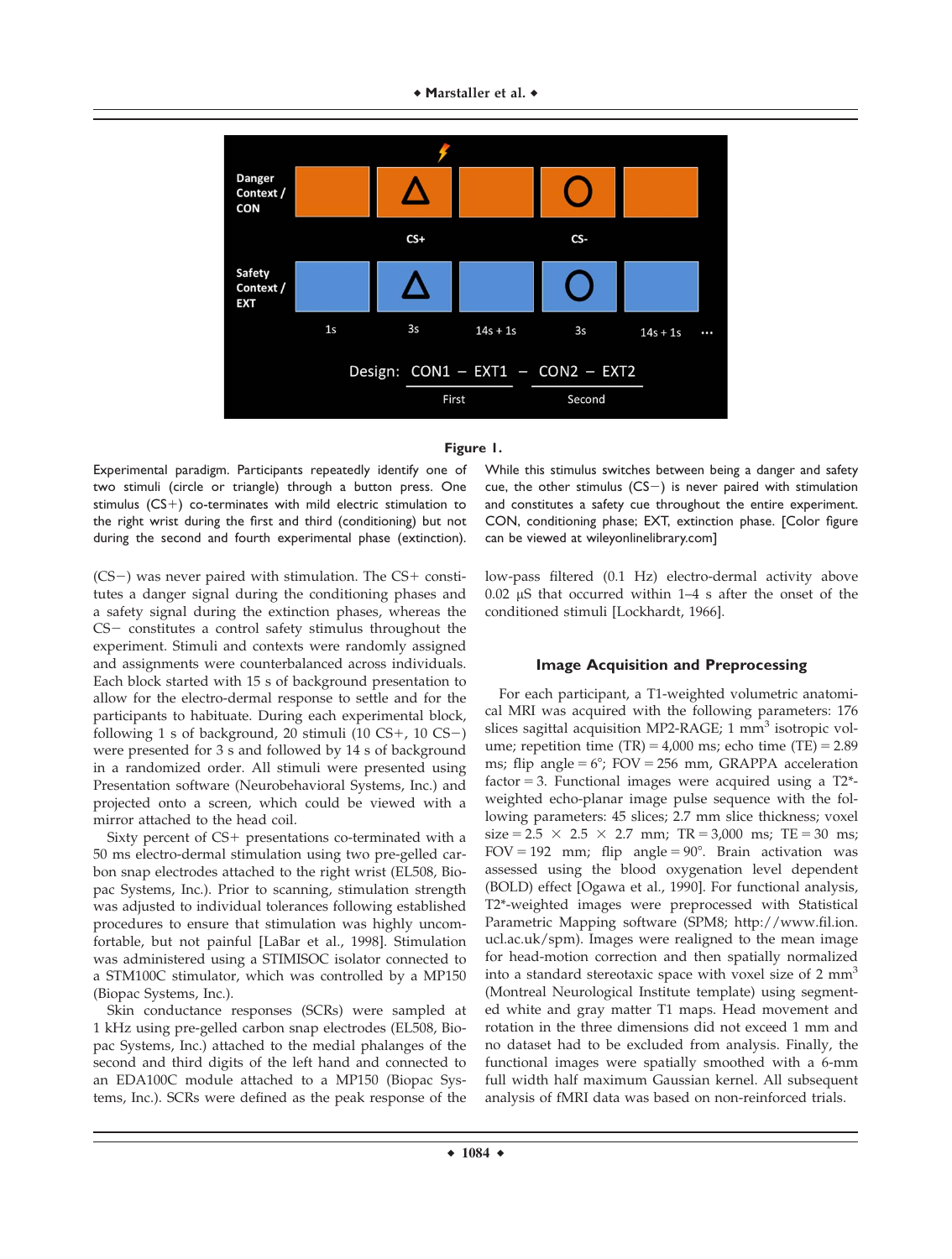**Figure 1.**

Experimental paradigm. Participants repeatedly identify one of two stimuli (circle or triangle) through a button press. One stimulus (CS+) co-terminates with mild electric stimulation to the right wrist during the first and third (conditioning) but not during the second and fourth experimental phase (extinction). While this stimulus switches between being a danger and safety cue, the other stimulus (CS−) is never paired with stimulation and constitutes a safety cue throughout the entire experiment. CON, conditioning phase; EXT, extinction phase. [Color figure can be viewed at wileyonlinelibrary.com]

(CS−) was never paired with stimulation. The CS+ constitutes a danger signal during the conditioning phases and a safety signal during the extinction phases, whereas the CS− constitutes a control safety stimulus throughout the experiment. Stimuli and contexts were randomly assigned and assignments were counterbalanced across individuals. Each block started with 15 s of background presentation to allow for the electro-dermal response to settle and for the participants to habituate. During each experimental block, following 1 s of background, 20 stimuli (10 CS+, 10 CS−) were presented for 3 s and followed by 14 s of background in a randomized order. All stimuli were presented using Presentation software (Neurobehavioral Systems, Inc.) and projected onto a screen, which could be viewed with a mirror attached to the head coil.

Sixty percent of CS+ presentations co-terminated with a 50 ms electro-dermal stimulation using two pre-gelled carbon snap electrodes attached to the right wrist (EL508, Biopac Systems, Inc.). Prior to scanning, stimulation strength was adjusted to individual tolerances following established procedures to ensure that stimulation was highly uncomfortable, but not painful [LaBar et al., 1998]. Stimulation was administered using a STIMISOC isolator connected to a STM100C stimulator, which was controlled by a MP150 (Biopac Systems, Inc.).

Skin conductance responses (SCRs) were sampled at 1 kHz using pre-gelled carbon snap electrodes (EL508, Biopac Systems, Inc.) attached to the medial phalanges of the second and third digits of the left hand and connected to an EDA100C module attached to a MP150 (Biopac Systems, Inc.). SCRs were defined as the peak response of the low-pass filtered (0.1 Hz) electro-dermal activity above 0.02 μS that occurred within 1–4 s after the onset of the conditioned stimuli [Lockhardt, 1966].

### Image Acquisition and Preprocessing

For each participant, a T1-weighted volumetric anatomical MRI was acquired with the following parameters: 176 slices sagittal acquisition MP2-RAGE; 1 mm$^3$ isotropic volume; repetition time (TR) = 4,000 ms; echo time (TE) = 2.89 ms; flip angle = 6°; FOV = 256 mm, GRAPPA acceleration factor = 3. Functional images were acquired using a T2*-weighted echo-planar image pulse sequence with the following parameters: 45 slices; 2.7 mm slice thickness; voxel size = 2.5 × 2.5 × 2.7 mm; TR = 3,000 ms; TE = 30 ms; FOV = 192 mm; flip angle = 90°. Brain activation was assessed using the blood oxygenation level dependent (BOLD) effect [Ogawa et al., 1990]. For functional analysis, T2*-weighted images were preprocessed with Statistical Parametric Mapping software (SPM8; http://www.fil.ion.ucl.ac.uk/spm). Images were realigned to the mean image for head-motion correction and then spatially normalized into a standard stereotaxic space with voxel size of 2 mm$^3$ (Montreal Neurological Institute template) using segmented white and gray matter T1 maps. Head movement and rotation in the three dimensions did not exceed 1 mm and no dataset had to be excluded from analysis. Finally, the functional images were spatially smoothed with a 6-mm full width half maximum Gaussian kernel. All subsequent analysis of fMRI data was based on non-reinforced trials.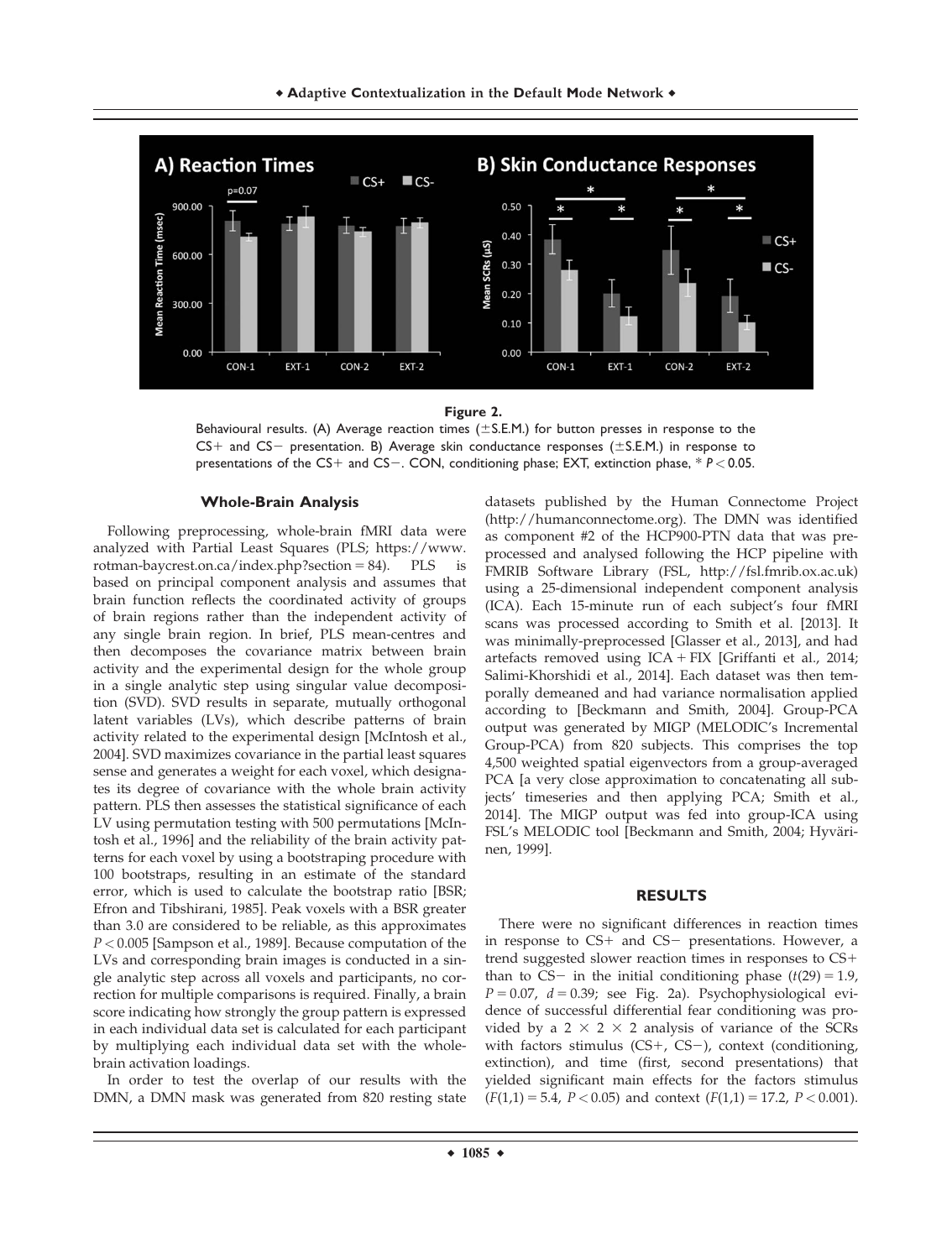**Figure 2.**

Behavioural results. (A) Average reaction times (±S.E.M.) for button presses in response to the CS+ and CS− presentation. B) Average skin conductance responses (±S.E.M.) in response to presentations of the CS+ and CS−. CON, conditioning phase; EXT, extinction phase, * $P < 0.05$.

### Whole-Brain Analysis

Following preprocessing, whole-brain fMRI data were analyzed with Partial Least Squares (PLS; https://www.rotman-baycrest.on.ca/index.php?section = 84). PLS is based on principal component analysis and assumes that brain function reflects the coordinated activity of groups of brain regions rather than the independent activity of any single brain region. In brief, PLS mean-centres and then decomposes the covariance matrix between brain activity and the experimental design for the whole group in a single analytic step using singular value decomposition (SVD). SVD results in separate, mutually orthogonal latent variables (LVs), which describe patterns of brain activity related to the experimental design [McIntosh et al., 2004]. SVD maximizes covariance in the partial least squares sense and generates a weight for each voxel, which designates its degree of covariance with the whole brain activity pattern. PLS then assesses the statistical significance of each LV using permutation testing with 500 permutations [McIntosh et al., 1996] and the reliability of the brain activity patterns for each voxel by using a bootstraping procedure with 100 bootstraps, resulting in an estimate of the standard error, which is used to calculate the bootstrap ratio [BSR; Efron and Tibshirani, 1985]. Peak voxels with a BSR greater than 3.0 are considered to be reliable, as this approximates $P < 0.005$ [Sampson et al., 1989]. Because computation of the LVs and corresponding brain images is conducted in a single analytic step across all voxels and participants, no correction for multiple comparisons is required. Finally, a brain score indicating how strongly the group pattern is expressed in each individual data set is calculated for each participant by multiplying each individual data set with the whole-brain activation loadings.

In order to test the overlap of our results with the DMN, a DMN mask was generated from 820 resting state datasets published by the Human Connectome Project (http://humanconnectome.org). The DMN was identified as component #2 of the HCP900-PTN data that was preprocessed and analysed following the HCP pipeline with FMRIB Software Library (FSL, http://fsl.fmrib.ox.ac.uk) using a 25-dimensional independent component analysis (ICA). Each 15-minute run of each subject's four fMRI scans was processed according to Smith et al. [2013]. It was minimally-preprocessed [Glasser et al., 2013], and had artefacts removed using ICA + FIX [Griffanti et al., 2014; Salimi-Khorshidi et al., 2014]. Each dataset was then temporally demeaned and had variance normalisation applied according to [Beckmann and Smith, 2004]. Group-PCA output was generated by MIGP (MELODIC's Incremental Group-PCA) from 820 subjects. This comprises the top 4,500 weighted spatial eigenvectors from a group-averaged PCA [a very close approximation to concatenating all subjects' timeseries and then applying PCA; Smith et al., 2014]. The MIGP output was fed into group-ICA using FSL's MELODIC tool [Beckmann and Smith, 2004; Hyvärinen, 1999].

## RESULTS

There were no significant differences in reaction times in response to CS+ and CS− presentations. However, a trend suggested slower reaction times in responses to CS+ than to CS− in the initial conditioning phase ($t(29) = 1.9$, $P = 0.07$, $d = 0.39$; see Fig. 2a). Psychophysiological evidence of successful differential fear conditioning was provided by a 2 × 2 × 2 analysis of variance of the SCRs with factors stimulus (CS+, CS−), context (conditioning, extinction), and time (first, second presentations) that yielded significant main effects for the factors stimulus ($F(1,1) = 5.4$, $P < 0.05$) and context ($F(1,1) = 17.2$, $P < 0.001$).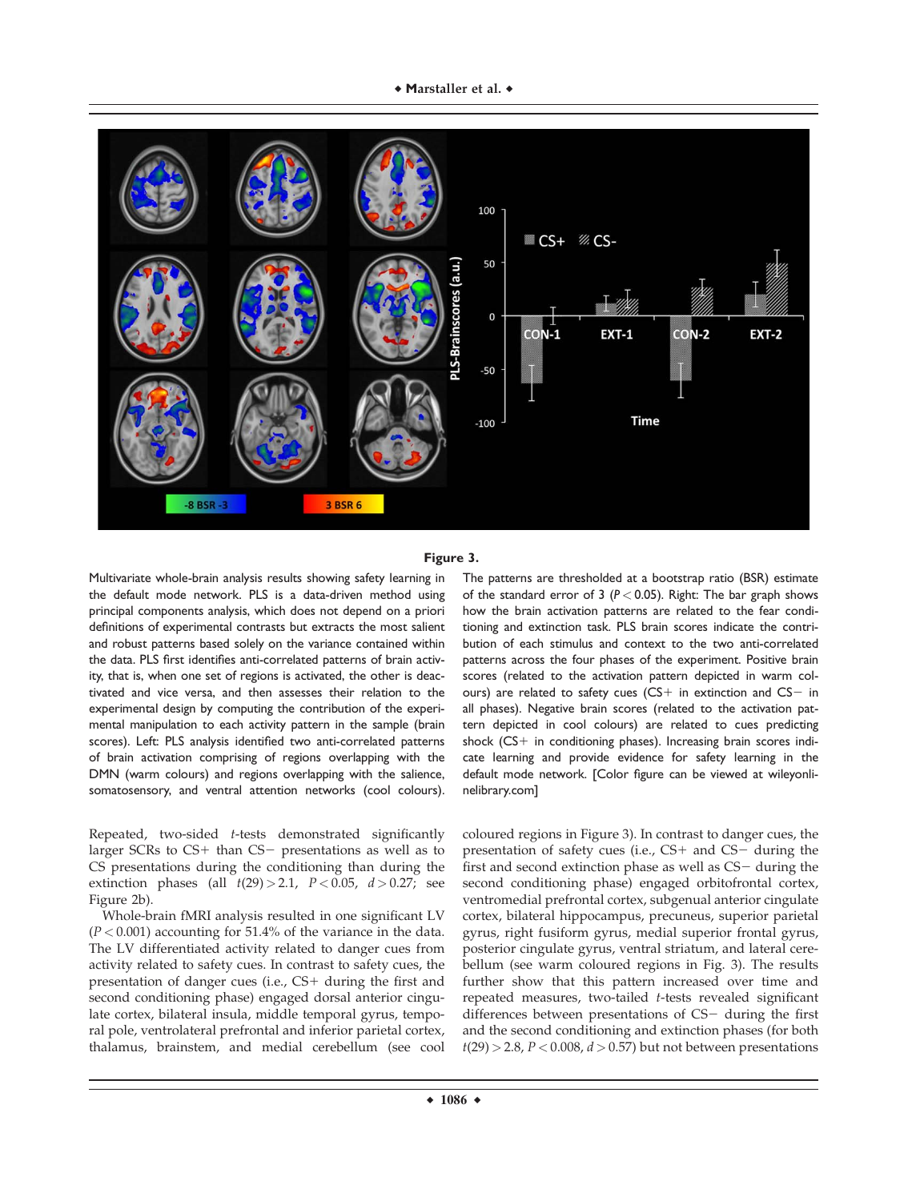**Figure 3.**

Multivariate whole-brain analysis results showing safety learning in the default mode network. PLS is a data-driven method using principal components analysis, which does not depend on a priori definitions of experimental contrasts but extracts the most salient and robust patterns based solely on the variance contained within the data. PLS first identifies anti-correlated patterns of brain activity, that is, when one set of regions is activated, the other is deactivated and vice versa, and then assesses their relation to the experimental design by computing the contribution of the experimental manipulation to each activity pattern in the sample (brain scores). Left: PLS analysis identified two anti-correlated patterns of brain activation comprising of regions overlapping with the DMN (warm colours) and regions overlapping with the salience, somatosensory, and ventral attention networks (cool colours). The patterns are thresholded at a bootstrap ratio (BSR) estimate of the standard error of 3 ($P < 0.05$). Right: The bar graph shows how the brain activation patterns are related to the fear conditioning and extinction task. PLS brain scores indicate the contribution of each stimulus and context to the two anti-correlated patterns across the four phases of the experiment. Positive brain scores (related to the activation pattern depicted in warm colours) are related to safety cues (CS+ in extinction and CS− in all phases). Negative brain scores (related to the activation pattern depicted in cool colours) are related to cues predicting shock (CS+ in conditioning phases). Increasing brain scores indicate learning and provide evidence for safety learning in the default mode network. [Color figure can be viewed at wileyonlinelibrary.com]

Repeated, two-sided *t*-tests demonstrated significantly larger SCRs to CS+ than CS− presentations as well as to CS presentations during the conditioning than during the extinction phases (all $t(29) > 2.1$, $P < 0.05$, $d > 0.27$; see Figure 2b).

Whole-brain fMRI analysis resulted in one significant LV ($P < 0.001$) accounting for 51.4% of the variance in the data. The LV differentiated activity related to danger cues from activity related to safety cues. In contrast to safety cues, the presentation of danger cues (i.e., CS+ during the first and second conditioning phase) engaged dorsal anterior cingulate cortex, bilateral insula, middle temporal gyrus, temporal pole, ventrolateral prefrontal and inferior parietal cortex, thalamus, brainstem, and medial cerebellum (see cool coloured regions in Figure 3). In contrast to danger cues, the presentation of safety cues (i.e., CS+ and CS− during the first and second extinction phase as well as CS− during the second conditioning phase) engaged orbitofrontal cortex, ventromedial prefrontal cortex, subgenual anterior cingulate cortex, bilateral hippocampus, precuneus, superior parietal gyrus, right fusiform gyrus, medial superior frontal gyrus, posterior cingulate gyrus, ventral striatum, and lateral cerebellum (see warm coloured regions in Fig. 3). The results further show that this pattern increased over time and repeated measures, two-tailed *t*-tests revealed significant differences between presentations of CS− during the first and the second conditioning and extinction phases (for both $t(29) > 2.8$, $P < 0.008$, $d > 0.57$) but not between presentations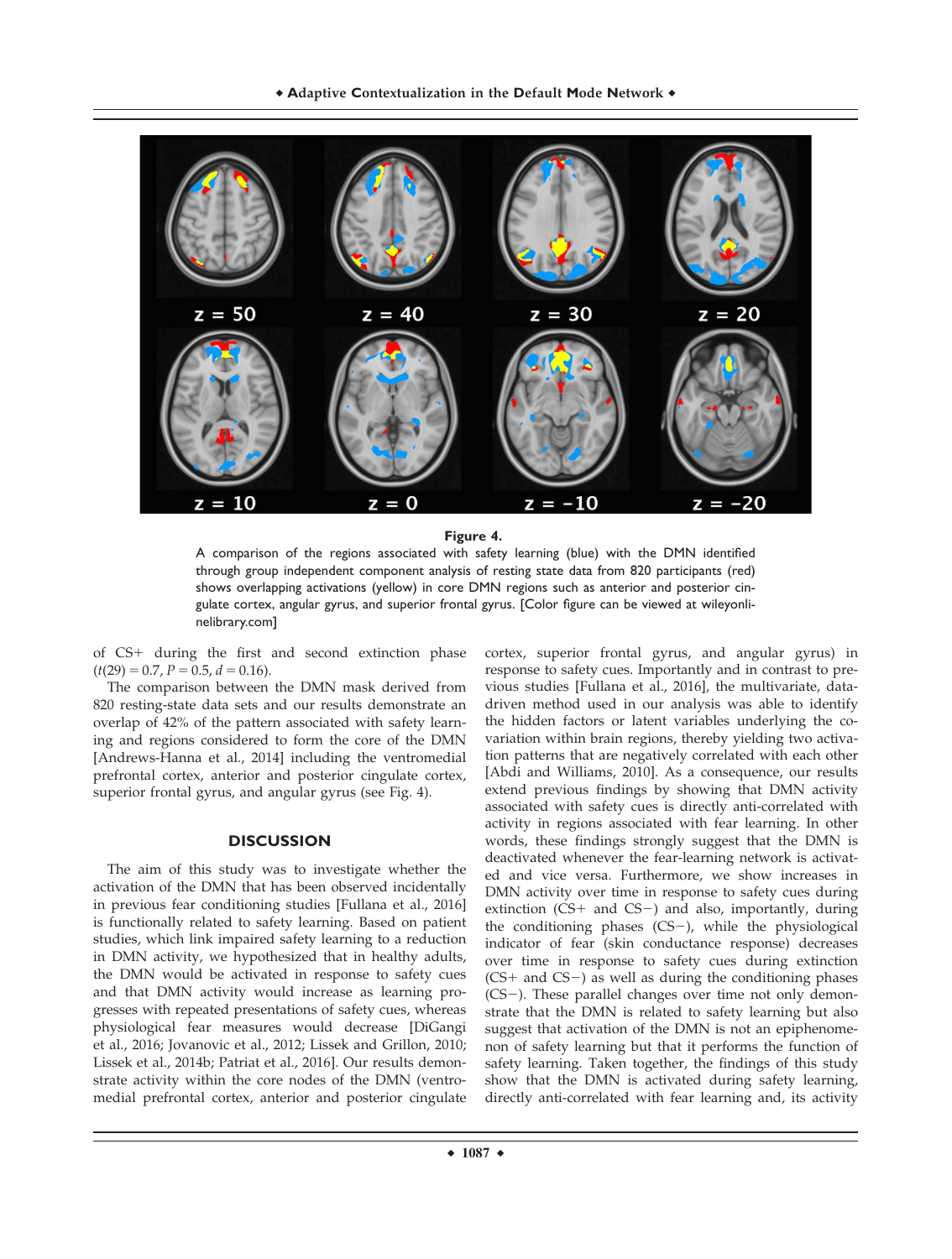**Figure 4.**

A comparison of the regions associated with safety learning (blue) with the DMN identified through group independent component analysis of resting state data from 820 participants (red) shows overlapping activations (yellow) in core DMN regions such as anterior and posterior cingulate cortex, angular gyrus, and superior frontal gyrus. [Color figure can be viewed at wileyonlinelibrary.com]

of CS+ during the first and second extinction phase ($t(29) = 0.7$, $P = 0.5$, $d = 0.16$).

The comparison between the DMN mask derived from 820 resting-state data sets and our results demonstrate an overlap of 42% of the pattern associated with safety learning and regions considered to form the core of the DMN [Andrews-Hanna et al., 2014] including the ventromedial prefrontal cortex, anterior and posterior cingulate cortex, superior frontal gyrus, and angular gyrus (see Fig. 4).

## DISCUSSION

The aim of this study was to investigate whether the activation of the DMN that has been observed incidentally in previous fear conditioning studies [Fullana et al., 2016] is functionally related to safety learning. Based on patient studies, which link impaired safety learning to a reduction in DMN activity, we hypothesized that in healthy adults, the DMN would be activated in response to safety cues and that DMN activity would increase as learning progresses with repeated presentations of safety cues, whereas physiological fear measures would decrease [DiGangi et al., 2016; Jovanovic et al., 2012; Lissek and Grillon, 2010; Lissek et al., 2014b; Patriat et al., 2016]. Our results demonstrate activity within the core nodes of the DMN (ventromedial prefrontal cortex, anterior and posterior cingulate cortex, superior frontal gyrus, and angular gyrus) in response to safety cues. Importantly and in contrast to previous studies [Fullana et al., 2016], the multivariate, data-driven method used in our analysis was able to identify the hidden factors or latent variables underlying the covariation within brain regions, thereby yielding two activation patterns that are negatively correlated with each other [Abdi and Williams, 2010]. As a consequence, our results extend previous findings by showing that DMN activity associated with safety cues is directly anti-correlated with activity in regions associated with fear learning. In other words, these findings strongly suggest that the DMN is deactivated whenever the fear-learning network is activated and vice versa. Furthermore, we show increases in DMN activity over time in response to safety cues during extinction (CS+ and CS−) and also, importantly, during the conditioning phases (CS−), while the physiological indicator of fear (skin conductance response) decreases over time in response to safety cues during extinction (CS+ and CS−) as well as during the conditioning phases (CS−). These parallel changes over time not only demonstrate that the DMN is related to safety learning but also suggest that activation of the DMN is not an epiphenomenon of safety learning but that it performs the function of safety learning. Taken together, the findings of this study show that the DMN is activated during safety learning, directly anti-correlated with fear learning and, its activity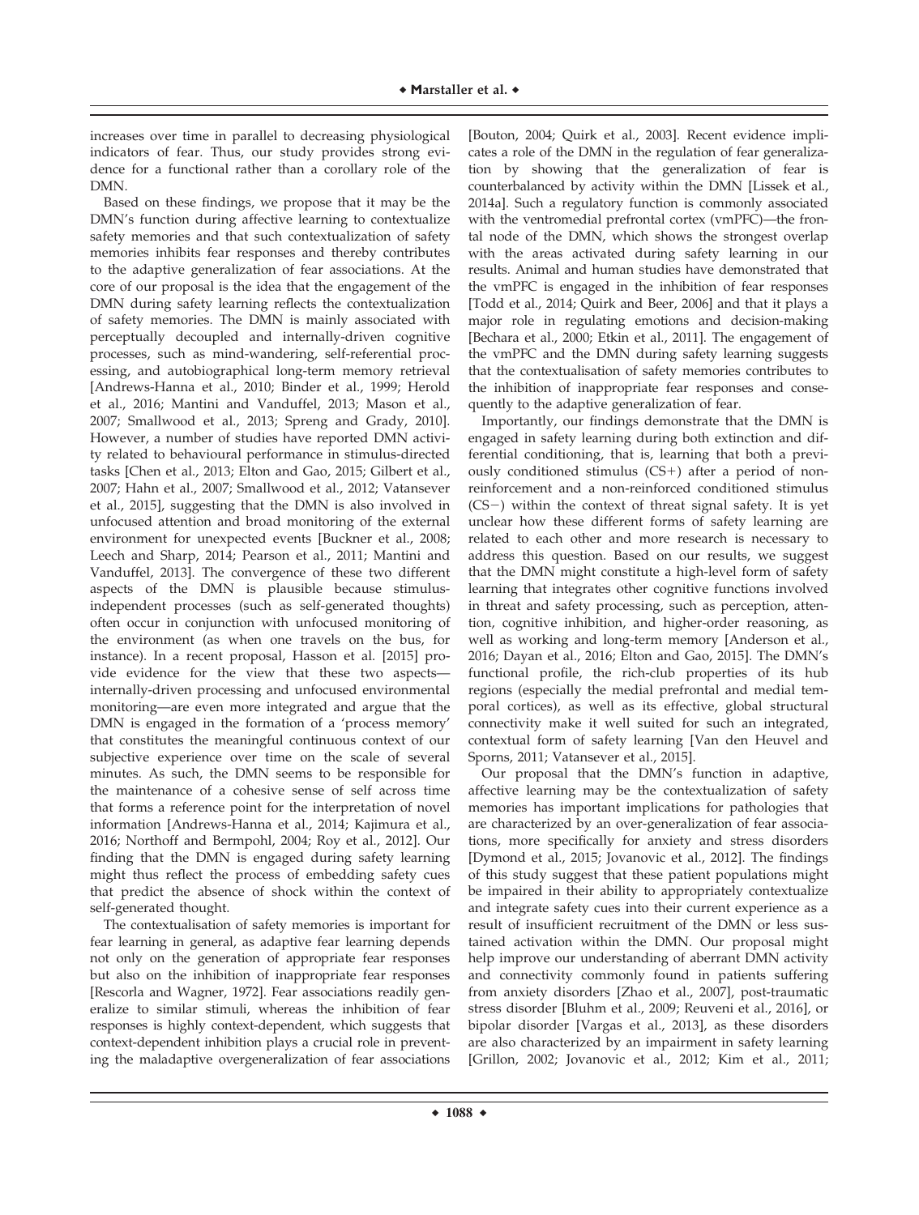increases over time in parallel to decreasing physiological indicators of fear. Thus, our study provides strong evidence for a functional rather than a corollary role of the DMN.

Based on these findings, we propose that it may be the DMN's function during affective learning to contextualize safety memories and that such contextualization of safety memories inhibits fear responses and thereby contributes to the adaptive generalization of fear associations. At the core of our proposal is the idea that the engagement of the DMN during safety learning reflects the contextualization of safety memories. The DMN is mainly associated with perceptually decoupled and internally-driven cognitive processes, such as mind-wandering, self-referential processing, and autobiographical long-term memory retrieval [Andrews-Hanna et al., 2010; Binder et al., 1999; Herold et al., 2016; Mantini and Vanduffel, 2013; Mason et al., 2007; Smallwood et al., 2013; Spreng and Grady, 2010]. However, a number of studies have reported DMN activity related to behavioural performance in stimulus-directed tasks [Chen et al., 2013; Elton and Gao, 2015; Gilbert et al., 2007; Hahn et al., 2007; Smallwood et al., 2012; Vatansever et al., 2015], suggesting that the DMN is also involved in unfocused attention and broad monitoring of the external environment for unexpected events [Buckner et al., 2008; Leech and Sharp, 2014; Pearson et al., 2011; Mantini and Vanduffel, 2013]. The convergence of these two different aspects of the DMN is plausible because stimulus-independent processes (such as self-generated thoughts) often occur in conjunction with unfocused monitoring of the environment (as when one travels on the bus, for instance). In a recent proposal, Hasson et al. [2015] provide evidence for the view that these two aspects—internally-driven processing and unfocused environmental monitoring—are even more integrated and argue that the DMN is engaged in the formation of a 'process memory' that constitutes the meaningful continuous context of our subjective experience over time on the scale of several minutes. As such, the DMN seems to be responsible for the maintenance of a cohesive sense of self across time that forms a reference point for the interpretation of novel information [Andrews-Hanna et al., 2014; Kajimura et al., 2016; Northoff and Bermpohl, 2004; Roy et al., 2012]. Our finding that the DMN is engaged during safety learning might thus reflect the process of embedding safety cues that predict the absence of shock within the context of self-generated thought.

The contextualisation of safety memories is important for fear learning in general, as adaptive fear learning depends not only on the generation of appropriate fear responses but also on the inhibition of inappropriate fear responses [Rescorla and Wagner, 1972]. Fear associations readily generalize to similar stimuli, whereas the inhibition of fear responses is highly context-dependent, which suggests that context-dependent inhibition plays a crucial role in preventing the maladaptive overgeneralization of fear associations [Bouton, 2004; Quirk et al., 2003]. Recent evidence implicates a role of the DMN in the regulation of fear generalization by showing that the generalization of fear is counterbalanced by activity within the DMN [Lissek et al., 2014a]. Such a regulatory function is commonly associated with the ventromedial prefrontal cortex (vmPFC)—the frontal node of the DMN, which shows the strongest overlap with the areas activated during safety learning in our results. Animal and human studies have demonstrated that the vmPFC is engaged in the inhibition of fear responses [Todd et al., 2014; Quirk and Beer, 2006] and that it plays a major role in regulating emotions and decision-making [Bechara et al., 2000; Etkin et al., 2011]. The engagement of the vmPFC and the DMN during safety learning suggests that the contextualisation of safety memories contributes to the inhibition of inappropriate fear responses and consequently to the adaptive generalization of fear.

Importantly, our findings demonstrate that the DMN is engaged in safety learning during both extinction and differential conditioning, that is, learning that both a previously conditioned stimulus (CS+) after a period of non-reinforcement and a non-reinforced conditioned stimulus (CS−) within the context of threat signal safety. It is yet unclear how these different forms of safety learning are related to each other and more research is necessary to address this question. Based on our results, we suggest that the DMN might constitute a high-level form of safety learning that integrates other cognitive functions involved in threat and safety processing, such as perception, attention, cognitive inhibition, and higher-order reasoning, as well as working and long-term memory [Anderson et al., 2016; Dayan et al., 2016; Elton and Gao, 2015]. The DMN's functional profile, the rich-club properties of its hub regions (especially the medial prefrontal and medial temporal cortices), as well as its effective, global structural connectivity make it well suited for such an integrated, contextual form of safety learning [Van den Heuvel and Sporns, 2011; Vatansever et al., 2015].

Our proposal that the DMN's function in adaptive, affective learning may be the contextualization of safety memories has important implications for pathologies that are characterized by an over-generalization of fear associations, more specifically for anxiety and stress disorders [Dymond et al., 2015; Jovanovic et al., 2012]. The findings of this study suggest that these patient populations might be impaired in their ability to appropriately contextualize and integrate safety cues into their current experience as a result of insufficient recruitment of the DMN or less sustained activation within the DMN. Our proposal might help improve our understanding of aberrant DMN activity and connectivity commonly found in patients suffering from anxiety disorders [Zhao et al., 2007], post-traumatic stress disorder [Bluhm et al., 2009; Reuveni et al., 2016], or bipolar disorder [Vargas et al., 2013], as these disorders are also characterized by an impairment in safety learning [Grillon, 2002; Jovanovic et al., 2012; Kim et al., 2011;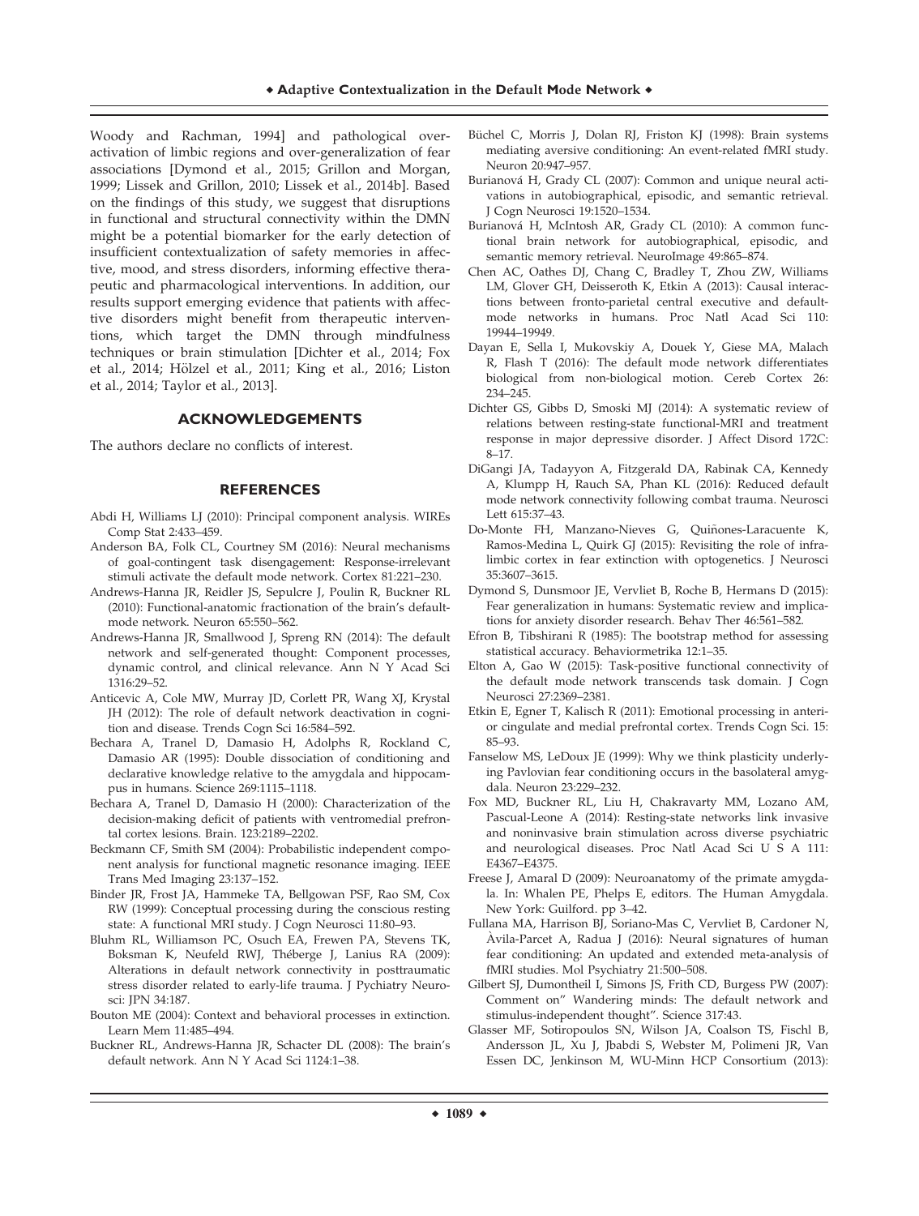Woody and Rachman, 1994] and pathological over-activation of limbic regions and over-generalization of fear associations [Dymond et al., 2015; Grillon and Morgan, 1999; Lissek and Grillon, 2010; Lissek et al., 2014b]. Based on the findings of this study, we suggest that disruptions in functional and structural connectivity within the DMN might be a potential biomarker for the early detection of insufficient contextualization of safety memories in affective, mood, and stress disorders, informing effective therapeutic and pharmacological interventions. In addition, our results support emerging evidence that patients with affective disorders might benefit from therapeutic interventions, which target the DMN through mindfulness techniques or brain stimulation [Dichter et al., 2014; Fox et al., 2014; Hölzel et al., 2011; King et al., 2016; Liston et al., 2014; Taylor et al., 2013].

## ACKNOWLEDGEMENTS

The authors declare no conflicts of interest.

## REFERENCES

Abdi H, Williams LJ (2010): Principal component analysis. WIREs Comp Stat 2:433–459.

Anderson BA, Folk CL, Courtney SM (2016): Neural mechanisms of goal-contingent task disengagement: Response-irrelevant stimuli activate the default mode network. Cortex 81:221–230.

Andrews-Hanna JR, Reidler JS, Sepulcre J, Poulin R, Buckner RL (2010): Functional-anatomic fractionation of the brain's default-mode network. Neuron 65:550–562.

Andrews-Hanna JR, Smallwood J, Spreng RN (2014): The default network and self-generated thought: Component processes, dynamic control, and clinical relevance. Ann N Y Acad Sci 1316:29–52.

Anticevic A, Cole MW, Murray JD, Corlett PR, Wang XJ, Krystal JH (2012): The role of default network deactivation in cognition and disease. Trends Cogn Sci 16:584–592.

Bechara A, Tranel D, Damasio H, Adolphs R, Rockland C, Damasio AR (1995): Double dissociation of conditioning and declarative knowledge relative to the amygdala and hippocampus in humans. Science 269:1115–1118.

Bechara A, Tranel D, Damasio H (2000): Characterization of the decision-making deficit of patients with ventromedial prefrontal cortex lesions. Brain. 123:2189–2202.

Beckmann CF, Smith SM (2004): Probabilistic independent component analysis for functional magnetic resonance imaging. IEEE Trans Med Imaging 23:137–152.

Binder JR, Frost JA, Hammeke TA, Bellgowan PSF, Rao SM, Cox RW (1999): Conceptual processing during the conscious resting state: A functional MRI study. J Cogn Neurosci 11:80–93.

Bluhm RL, Williamson PC, Osuch EA, Frewen PA, Stevens TK, Boksman K, Neufeld RWJ, Théberge J, Lanius RA (2009): Alterations in default network connectivity in posttraumatic stress disorder related to early-life trauma. J Pychiatry Neurosci: JPN 34:187.

Bouton ME (2004): Context and behavioral processes in extinction. Learn Mem 11:485–494.

Buckner RL, Andrews-Hanna JR, Schacter DL (2008): The brain's default network. Ann N Y Acad Sci 1124:1–38.

Büchel C, Morris J, Dolan RJ, Friston KJ (1998): Brain systems mediating aversive conditioning: An event-related fMRI study. Neuron 20:947–957.

Burianová H, Grady CL (2007): Common and unique neural activations in autobiographical, episodic, and semantic retrieval. J Cogn Neurosci 19:1520–1534.

Burianová H, McIntosh AR, Grady CL (2010): A common functional brain network for autobiographical, episodic, and semantic memory retrieval. NeuroImage 49:865–874.

Chen AC, Oathes DJ, Chang C, Bradley T, Zhou ZW, Williams LM, Glover GH, Deisseroth K, Etkin A (2013): Causal interactions between fronto-parietal central executive and default-mode networks in humans. Proc Natl Acad Sci 110: 19944–19949.

Dayan E, Sella I, Mukovskiy A, Douek Y, Giese MA, Malach R, Flash T (2016): The default mode network differentiates biological from non-biological motion. Cereb Cortex 26: 234–245.

Dichter GS, Gibbs D, Smoski MJ (2014): A systematic review of relations between resting-state functional-MRI and treatment response in major depressive disorder. J Affect Disord 172C: 8–17.

DiGangi JA, Tadayyon A, Fitzgerald DA, Rabinak CA, Kennedy A, Klumpp H, Rauch SA, Phan KL (2016): Reduced default mode network connectivity following combat trauma. Neurosci Lett 615:37–43.

Do-Monte FH, Manzano-Nieves G, Quiñones-Laracuente K, Ramos-Medina L, Quirk GJ (2015): Revisiting the role of infralimbic cortex in fear extinction with optogenetics. J Neurosci 35:3607–3615.

Dymond S, Dunsmoor JE, Vervliet B, Roche B, Hermans D (2015): Fear generalization in humans: Systematic review and implications for anxiety disorder research. Behav Ther 46:561–582.

Efron B, Tibshirani R (1985): The bootstrap method for assessing statistical accuracy. Behaviormetrika 12:1–35.

Elton A, Gao W (2015): Task-positive functional connectivity of the default mode network transcends task domain. J Cogn Neurosci 27:2369–2381.

Etkin E, Egner T, Kalisch R (2011): Emotional processing in anterior cingulate and medial prefrontal cortex. Trends Cogn Sci. 15: 85–93.

Fanselow MS, LeDoux JE (1999): Why we think plasticity underlying Pavlovian fear conditioning occurs in the basolateral amygdala. Neuron 23:229–232.

Fox MD, Buckner RL, Liu H, Chakravarty MM, Lozano AM, Pascual-Leone A (2014): Resting-state networks link invasive and noninvasive brain stimulation across diverse psychiatric and neurological diseases. Proc Natl Acad Sci U S A 111: E4367–E4375.

Freese J, Amaral D (2009): Neuroanatomy of the primate amygdala. In: Whalen PE, Phelps E, editors. The Human Amygdala. New York: Guilford. pp 3–42.

Fullana MA, Harrison BJ, Soriano-Mas C, Vervliet B, Cardoner N, Àvila-Parcet A, Radua J (2016): Neural signatures of human fear conditioning: An updated and extended meta-analysis of fMRI studies. Mol Psychiatry 21:500–508.

Gilbert SJ, Dumontheil I, Simons JS, Frith CD, Burgess PW (2007): Comment on" Wandering minds: The default network and stimulus-independent thought". Science 317:43.

Glasser MF, Sotiropoulos SN, Wilson JA, Coalson TS, Fischl B, Andersson JL, Xu J, Jbabdi S, Webster M, Polimeni JR, Van Essen DC, Jenkinson M, WU-Minn HCP Consortium (2013):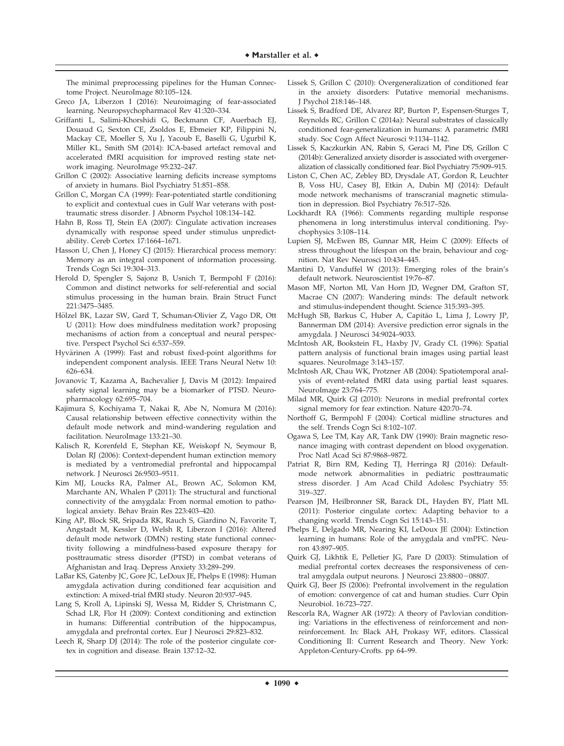The minimal preprocessing pipelines for the Human Connectome Project. NeuroImage 80:105–124.

Greco JA, Liberzon I (2016): Neuroimaging of fear-associated learning. Neuropsychopharmacol Rev 41:320–334.

Griffanti L, Salimi-Khorshidi G, Beckmann CF, Auerbach EJ, Douaud G, Sexton CE, Zsoldos E, Ebmeier KP, Filippini N, Mackay CE, Moeller S, Xu J, Yacoub E, Baselli G, Ugurbil K, Miller KL, Smith SM (2014): ICA-based artefact removal and accelerated fMRI acquisition for improved resting state network imaging. NeuroImage 95:232–247.

Grillon C (2002): Associative learning deficits increase symptoms of anxiety in humans. Biol Psychiatry 51:851–858.

Grillon C, Morgan CA (1999): Fear-potentiated startle conditioning to explicit and contextual cues in Gulf War veterans with posttraumatic stress disorder. J Abnorm Psychol 108:134–142.

Hahn B, Ross TJ, Stein EA (2007): Cingulate activation increases dynamically with response speed under stimulus unpredictability. Cereb Cortex 17:1664–1671.

Hasson U, Chen J, Honey CJ (2015): Hierarchical process memory: Memory as an integral component of information processing. Trends Cogn Sci 19:304–313.

Herold D, Spengler S, Sajonz B, Usnich T, Bermpohl F (2016): Common and distinct networks for self-referential and social stimulus processing in the human brain. Brain Struct Funct 221:3475–3485.

Hölzel BK, Lazar SW, Gard T, Schuman-Olivier Z, Vago DR, Ott U (2011): How does mindfulness meditation work? proposing mechanisms of action from a conceptual and neural perspective. Perspect Psychol Sci 6:537–559.

Hyvärinen A (1999): Fast and robust fixed-point algorithms for independent component analysis. IEEE Trans Neural Netw 10: 626–634.

Jovanovic T, Kazama A, Bachevalier J, Davis M (2012): Impaired safety signal learning may be a biomarker of PTSD. Neuropharmacology 62:695–704.

Kajimura S, Kochiyama T, Nakai R, Abe N, Nomura M (2016): Causal relationship between effective connectivity within the default mode network and mind-wandering regulation and facilitation. NeuroImage 133:21–30.

Kalisch R, Korenfeld E, Stephan KE, Weiskopf N, Seymour B, Dolan RJ (2006): Context-dependent human extinction memory is mediated by a ventromedial prefrontal and hippocampal network. J Neurosci 26:9503–9511.

Kim MJ, Loucks RA, Palmer AL, Brown AC, Solomon KM, Marchante AN, Whalen P (2011): The structural and functional connectivity of the amygdala: From normal emotion to pathological anxiety. Behav Brain Res 223:403–420.

King AP, Block SR, Sripada RK, Rauch S, Giardino N, Favorite T, Angstadt M, Kessler D, Welsh R, Liberzon I (2016): Altered default mode network (DMN) resting state functional connectivity following a mindfulness-based exposure therapy for posttraumatic stress disorder (PTSD) in combat veterans of Afghanistan and Iraq. Depress Anxiety 33:289–299.

LaBar KS, Gatenby JC, Gore JC, LeDoux JE, Phelps E (1998): Human amygdala activation during conditioned fear acquisition and extinction: A mixed-trial fMRI study. Neuron 20:937–945.

Lang S, Kroll A, Lipinski SJ, Wessa M, Ridder S, Christmann C, Schad LR, Flor H (2009): Context conditioning and extinction in humans: Differential contribution of the hippocampus, amygdala and prefrontal cortex. Eur J Neurosci 29:823–832.

Leech R, Sharp DJ (2014): The role of the posterior cingulate cortex in cognition and disease. Brain 137:12–32.

Lissek S, Grillon C (2010): Overgeneralization of conditioned fear in the anxiety disorders: Putative memorial mechanisms. J Psychol 218:146–148.

Lissek S, Bradford DE, Alvarez RP, Burton P, Espensen-Sturges T, Reynolds RC, Grillon C (2014a): Neural substrates of classically conditioned fear-generalization in humans: A parametric fMRI study. Soc Cogn Affect Neurosci 9:1134–1142.

Lissek S, Kaczkurkin AN, Rabin S, Geraci M, Pine DS, Grillon C (2014b): Generalized anxiety disorder is associated with overgeneralization of classically conditioned fear. Biol Psychiatry 75:909–915.

Liston C, Chen AC, Zebley BD, Drysdale AT, Gordon R, Leuchter B, Voss HU, Casey BJ, Etkin A, Dubin MJ (2014): Default mode network mechanisms of transcranial magnetic stimulation in depression. Biol Psychiatry 76:517–526.

Lockhardt RA (1966): Comments regarding multiple response phenomena in long interstimulus interval conditioning. Psychophysics 3:108–114.

Lupien SJ, McEwen BS, Gunnar MR, Heim C (2009): Effects of stress throughout the lifespan on the brain, behaviour and cognition. Nat Rev Neurosci 10:434–445.

Mantini D, Vanduffel W (2013): Emerging roles of the brain's default network. Neuroscientist 19:76–87.

Mason MF, Norton MI, Van Horn JD, Wegner DM, Grafton ST, Macrae CN (2007): Wandering minds: The default network and stimulus-independent thought. Science 315:393–395.

McHugh SB, Barkus C, Huber A, Capitão L, Lima J, Lowry JP, Bannerman DM (2014): Aversive prediction error signals in the amygdala. J Neurosci 34:9024–9033.

McIntosh AR, Bookstein FL, Haxby JV, Grady CL (1996): Spatial pattern analysis of functional brain images using partial least squares. NeuroImage 3:143–157.

McIntosh AR, Chau WK, Protzner AB (2004): Spatiotemporal analysis of event-related fMRI data using partial least squares. NeuroImage 23:764–775.

Milad MR, Quirk GJ (2010): Neurons in medial prefrontal cortex signal memory for fear extinction. Nature 420:70–74.

Northoff G, Bermpohl F (2004): Cortical midline structures and the self. Trends Cogn Sci 8:102–107.

Ogawa S, Lee TM, Kay AR, Tank DW (1990): Brain magnetic resonance imaging with contrast dependent on blood oxygenation. Proc Natl Acad Sci 87:9868–9872.

Patriat R, Birn RM, Keding TJ, Herringa RJ (2016): Default-mode network abnormalities in pediatric posttraumatic stress disorder. J Am Acad Child Adolesc Psychiatry 55: 319–327.

Pearson JM, Heilbronner SR, Barack DL, Hayden BY, Platt ML (2011): Posterior cingulate cortex: Adapting behavior to a changing world. Trends Cogn Sci 15:143–151.

Phelps E, Delgado MR, Nearing KI, LeDoux JE (2004): Extinction learning in humans: Role of the amygdala and vmPFC. Neuron 43:897–905.

Quirk GJ, Likhtik E, Pelletier JG, Pare D (2003): Stimulation of medial prefrontal cortex decreases the responsiveness of central amygdala output neurons. J Neurosci 23:8800−08807.

Quirk GJ, Beer JS (2006): Prefrontal involvement in the regulation of emotion: convergence of cat and human studies. Curr Opin Neurobiol. 16:723–727.

Rescorla RA, Wagner AR (1972): A theory of Pavlovian conditioning: Variations in the effectiveness of reinforcement and nonreinforcement. In: Black AH, Prokasy WF, editors. Classical Conditioning II: Current Research and Theory. New York: Appleton-Century-Crofts. pp 64–99.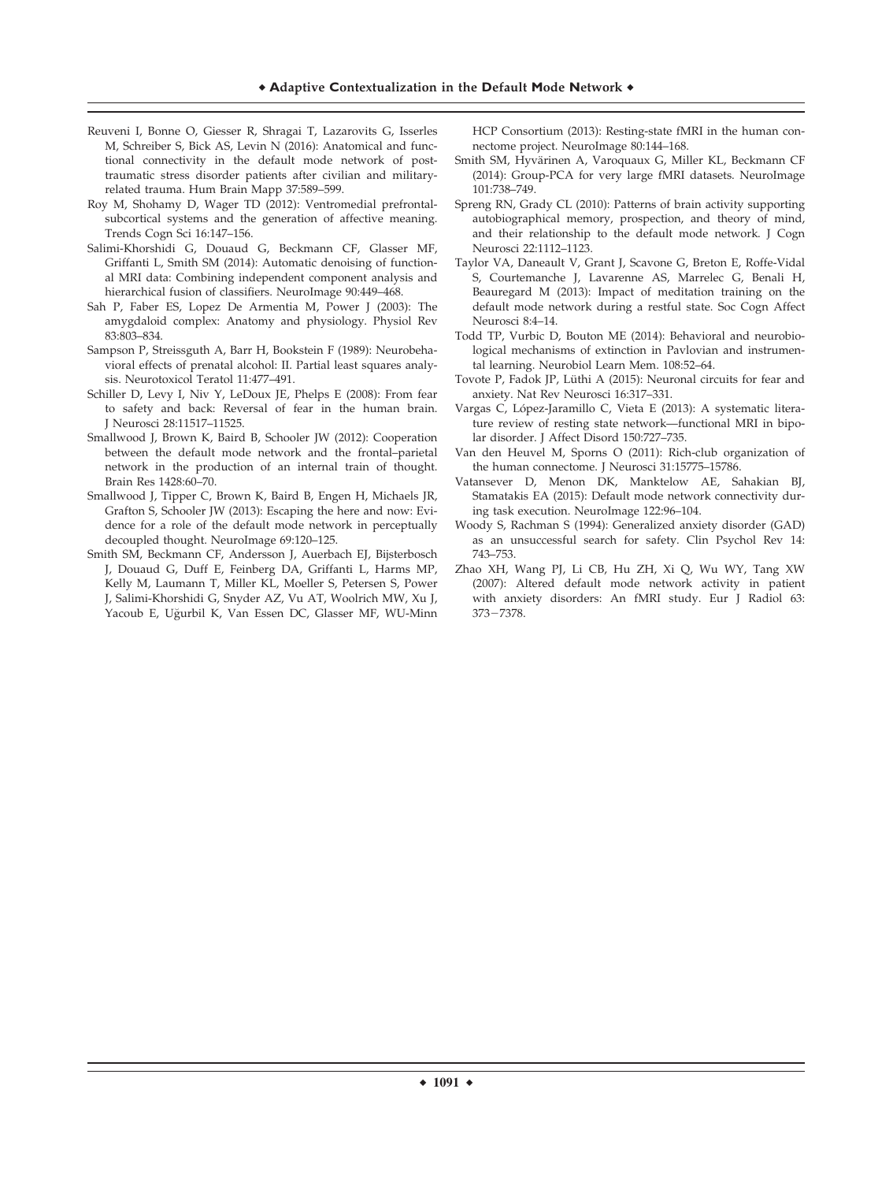Reuveni I, Bonne O, Giesser R, Shragai T, Lazarovits G, Isserles M, Schreiber S, Bick AS, Levin N (2016): Anatomical and functional connectivity in the default mode network of post-traumatic stress disorder patients after civilian and military-related trauma. Hum Brain Mapp 37:589–599.

Roy M, Shohamy D, Wager TD (2012): Ventromedial prefrontal-subcortical systems and the generation of affective meaning. Trends Cogn Sci 16:147–156.

Salimi-Khorshidi G, Douaud G, Beckmann CF, Glasser MF, Griffanti L, Smith SM (2014): Automatic denoising of functional MRI data: Combining independent component analysis and hierarchical fusion of classifiers. NeuroImage 90:449–468.

Sah P, Faber ES, Lopez De Armentia M, Power J (2003): The amygdaloid complex: Anatomy and physiology. Physiol Rev 83:803–834.

Sampson P, Streissguth A, Barr H, Bookstein F (1989): Neurobehavioral effects of prenatal alcohol: II. Partial least squares analysis. Neurotoxicol Teratol 11:477–491.

Schiller D, Levy I, Niv Y, LeDoux JE, Phelps E (2008): From fear to safety and back: Reversal of fear in the human brain. J Neurosci 28:11517–11525.

Smallwood J, Brown K, Baird B, Schooler JW (2012): Cooperation between the default mode network and the frontal–parietal network in the production of an internal train of thought. Brain Res 1428:60–70.

Smallwood J, Tipper C, Brown K, Baird B, Engen H, Michaels JR, Grafton S, Schooler JW (2013): Escaping the here and now: Evidence for a role of the default mode network in perceptually decoupled thought. NeuroImage 69:120–125.

Smith SM, Beckmann CF, Andersson J, Auerbach EJ, Bijsterbosch J, Douaud G, Duff E, Feinberg DA, Griffanti L, Harms MP, Kelly M, Laumann T, Miller KL, Moeller S, Petersen S, Power J, Salimi-Khorshidi G, Snyder AZ, Vu AT, Woolrich MW, Xu J, Yacoub E, Uğurbil K, Van Essen DC, Glasser MF, WU-Minn HCP Consortium (2013): Resting-state fMRI in the human connectome project. NeuroImage 80:144–168.

Smith SM, Hyvärinen A, Varoquaux G, Miller KL, Beckmann CF (2014): Group-PCA for very large fMRI datasets. NeuroImage 101:738–749.

Spreng RN, Grady CL (2010): Patterns of brain activity supporting autobiographical memory, prospection, and theory of mind, and their relationship to the default mode network. J Cogn Neurosci 22:1112–1123.

Taylor VA, Daneault V, Grant J, Scavone G, Breton E, Roffe-Vidal S, Courtemanche J, Lavarenne AS, Marrelec G, Benali H, Beauregard M (2013): Impact of meditation training on the default mode network during a restful state. Soc Cogn Affect Neurosci 8:4–14.

Todd TP, Vurbic D, Bouton ME (2014): Behavioral and neurobiological mechanisms of extinction in Pavlovian and instrumental learning. Neurobiol Learn Mem. 108:52–64.

Tovote P, Fadok JP, Lüthi A (2015): Neuronal circuits for fear and anxiety. Nat Rev Neurosci 16:317–331.

Vargas C, López-Jaramillo C, Vieta E (2013): A systematic literature review of resting state network—functional MRI in bipolar disorder. J Affect Disord 150:727–735.

Van den Heuvel M, Sporns O (2011): Rich-club organization of the human connectome. J Neurosci 31:15775–15786.

Vatansever D, Menon DK, Manktelow AE, Sahakian BJ, Stamatakis EA (2015): Default mode network connectivity during task execution. NeuroImage 122:96–104.

Woody S, Rachman S (1994): Generalized anxiety disorder (GAD) as an unsuccessful search for safety. Clin Psychol Rev 14: 743–753.

Zhao XH, Wang PJ, Li CB, Hu ZH, Xi Q, Wu WY, Tang XW (2007): Altered default mode network activity in patient with anxiety disorders: An fMRI study. Eur J Radiol 63: 373−7378.